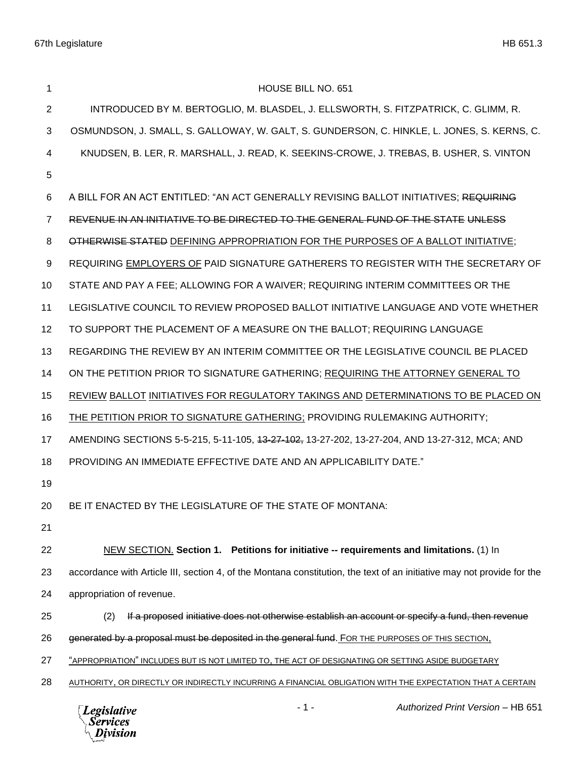HOUSE BILL NO. 651

INTRODUCED BY M. BERTOGLIO, M. BLASDEL, J. ELLSWORTH, S. FITZPATRICK, C. GLIMM, R. OSMUNDSON, J. SMALL, S. GALLOWAY, W. GALT, S. GUNDERSON, C. HINKLE, L. JONES, S. KERNS, C. KNUDSEN, B. LER, R. MARSHALL, J. READ, K. SEEKINS-CROWE, J. TREBAS, B. USHER, S. VINTON

A BILL FOR AN ACT ENTITLED: "AN ACT GENERALLY REVISING BALLOT INITIATIVES; ~~REQUIRING REVENUE IN AN INITIATIVE TO BE DIRECTED TO THE GENERAL FUND OF THE STATE UNLESS OTHERWISE STATED~~ <u>DEFINING APPROPRIATION FOR THE PURPOSES OF A BALLOT INITIATIVE</u>; REQUIRING <u>EMPLOYERS OF</u> PAID SIGNATURE GATHERERS TO REGISTER WITH THE SECRETARY OF STATE AND PAY A FEE; ALLOWING FOR A WAIVER; REQUIRING INTERIM COMMITTEES OR THE LEGISLATIVE COUNCIL TO REVIEW PROPOSED BALLOT INITIATIVE LANGUAGE AND VOTE WHETHER TO SUPPORT THE PLACEMENT OF A MEASURE ON THE BALLOT; REQUIRING LANGUAGE REGARDING THE REVIEW BY AN INTERIM COMMITTEE OR THE LEGISLATIVE COUNCIL BE PLACED ON THE PETITION PRIOR TO SIGNATURE GATHERING; <u>REQUIRING THE ATTORNEY GENERAL TO REVIEW BALLOT INITIATIVES FOR REGULATORY TAKINGS AND DETERMINATIONS TO BE PLACED ON THE PETITION PRIOR TO SIGNATURE GATHERING;</u> PROVIDING RULEMAKING AUTHORITY; AMENDING SECTIONS 5-5-215, 5-11-105, ~~13-27-102,~~ 13-27-202, 13-27-204, AND 13-27-312, MCA; AND PROVIDING AN IMMEDIATE EFFECTIVE DATE AND AN APPLICABILITY DATE."

BE IT ENACTED BY THE LEGISLATURE OF THE STATE OF MONTANA:

<u>NEW SECTION.</u> **Section 1. Petitions for initiative -- requirements and limitations.** (1) In accordance with Article III, section 4, of the Montana constitution, the text of an initiative may not provide for the appropriation of revenue.

(2) ~~If a proposed initiative does not otherwise establish an account or specify a fund, then revenue generated by a proposal must be deposited in the general fund.~~ <u>FOR THE PURPOSES OF THIS SECTION, "APPROPRIATION" INCLUDES BUT IS NOT LIMITED TO, THE ACT OF DESIGNATING OR SETTING ASIDE BUDGETARY AUTHORITY, OR DIRECTLY OR INDIRECTLY INCURRING A FINANCIAL OBLIGATION WITH THE EXPECTATION THAT A CERTAIN</u>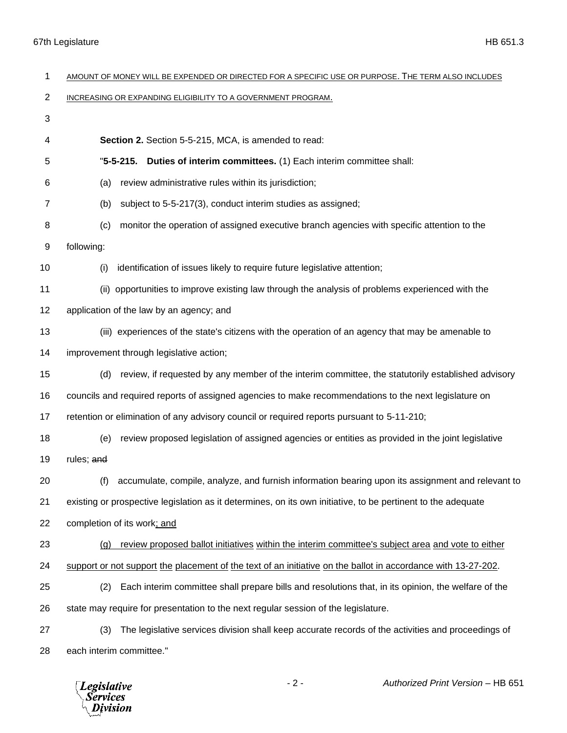AMOUNT OF MONEY WILL BE EXPENDED OR DIRECTED FOR A SPECIFIC USE OR PURPOSE. THE TERM ALSO INCLUDES INCREASING OR EXPANDING ELIGIBILITY TO A GOVERNMENT PROGRAM.

**Section 2.** Section 5-5-215, MCA, is amended to read:

"**5-5-215. Duties of interim committees.** (1) Each interim committee shall:

(a) review administrative rules within its jurisdiction;

(b) subject to 5-5-217(3), conduct interim studies as assigned;

(c) monitor the operation of assigned executive branch agencies with specific attention to the following:

(i) identification of issues likely to require future legislative attention;

(ii) opportunities to improve existing law through the analysis of problems experienced with the application of the law by an agency; and

(iii) experiences of the state's citizens with the operation of an agency that may be amenable to improvement through legislative action;

(d) review, if requested by any member of the interim committee, the statutorily established advisory councils and required reports of assigned agencies to make recommendations to the next legislature on retention or elimination of any advisory council or required reports pursuant to 5-11-210;

(e) review proposed legislation of assigned agencies or entities as provided in the joint legislative rules; ~~and~~

(f) accumulate, compile, analyze, and furnish information bearing upon its assignment and relevant to existing or prospective legislation as it determines, on its own initiative, to be pertinent to the adequate completion of its work; and

(g) review proposed ballot initiatives within the interim committee's subject area and vote to either support or not support the placement of the text of an initiative on the ballot in accordance with 13-27-202.

(2) Each interim committee shall prepare bills and resolutions that, in its opinion, the welfare of the state may require for presentation to the next regular session of the legislature.

(3) The legislative services division shall keep accurate records of the activities and proceedings of each interim committee."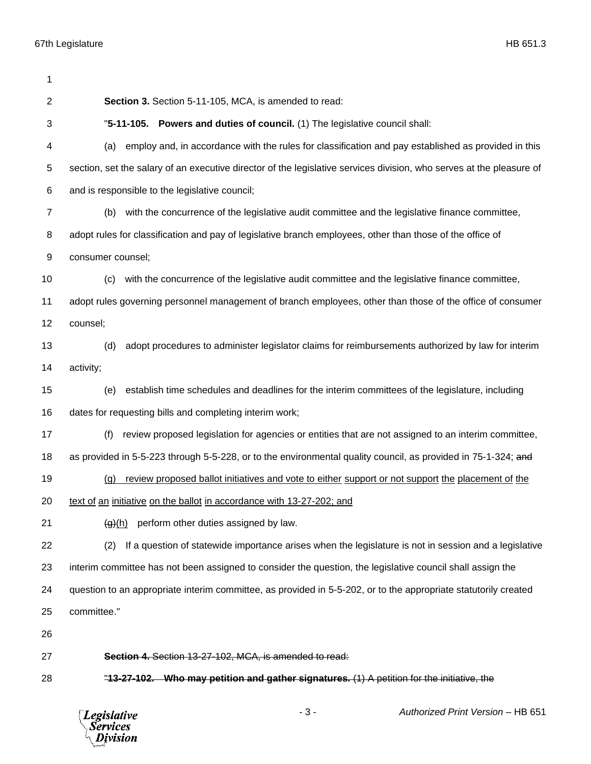**Section 3.** Section 5-11-105, MCA, is amended to read:

"**5-11-105. Powers and duties of council.** (1) The legislative council shall:

(a) employ and, in accordance with the rules for classification and pay established as provided in this section, set the salary of an executive director of the legislative services division, who serves at the pleasure of and is responsible to the legislative council;

(b) with the concurrence of the legislative audit committee and the legislative finance committee, adopt rules for classification and pay of legislative branch employees, other than those of the office of consumer counsel;

(c) with the concurrence of the legislative audit committee and the legislative finance committee, adopt rules governing personnel management of branch employees, other than those of the office of consumer counsel;

(d) adopt procedures to administer legislator claims for reimbursements authorized by law for interim activity;

(e) establish time schedules and deadlines for the interim committees of the legislature, including dates for requesting bills and completing interim work;

(f) review proposed legislation for agencies or entities that are not assigned to an interim committee, as provided in 5-5-223 through 5-5-228, or to the environmental quality council, as provided in 75-1-324; ~~and~~

<u>(g) review proposed ballot initiatives and vote to either support or not support the placement of the text of an initiative on the ballot in accordance with 13-27-202; and</u>

~~(g)~~<u>(h)</u> perform other duties assigned by law.

(2) If a question of statewide importance arises when the legislature is not in session and a legislative interim committee has not been assigned to consider the question, the legislative council shall assign the question to an appropriate interim committee, as provided in 5-5-202, or to the appropriate statutorily created committee."

~~**Section 4.** Section 13-27-102, MCA, is amended to read:~~

~~"**13-27-102. Who may petition and gather signatures.** (1) A petition for the initiative, the~~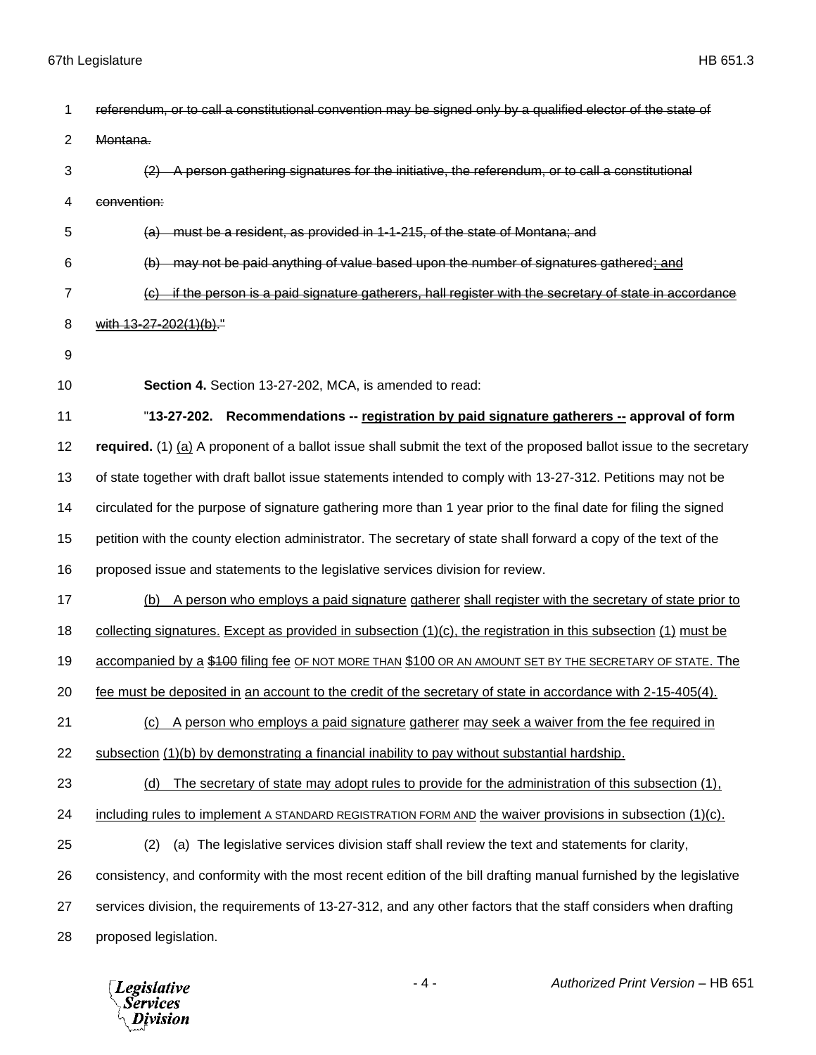referenda, or to call a constitutional convention may be signed only by a qualified elector of the state of Montana.

(2) A person gathering signatures for the initiative, the referendum, or to call a constitutional convention:

(a) must be a resident, as provided in 1-1-215, of the state of Montana; and

(b) may not be paid anything of value based upon the number of signatures gathered; and

(c) if the person is a paid signature gatherers, hall register with the secretary of state in accordance with 13-27-202(1)(b)."

**Section 4.** Section 13-27-202, MCA, is amended to read:

"**13-27-202. Recommendations -- registration by paid signature gatherers -- approval of form required.** (1) (a) A proponent of a ballot issue shall submit the text of the proposed ballot issue to the secretary of state together with draft ballot issue statements intended to comply with 13-27-312. Petitions may not be circulated for the purpose of signature gathering more than 1 year prior to the final date for filing the signed petition with the county election administrator. The secretary of state shall forward a copy of the text of the proposed issue and statements to the legislative services division for review.

(b) A person who employs a paid signature gatherer shall register with the secretary of state prior to collecting signatures. Except as provided in subsection (1)(c), the registration in this subsection (1) must be accompanied by a $100 filing fee OF NOT MORE THAN $100 OR AN AMOUNT SET BY THE SECRETARY OF STATE. The fee must be deposited in an account to the credit of the secretary of state in accordance with 2-15-405(4).

(c) A person who employs a paid signature gatherer may seek a waiver from the fee required in subsection (1)(b) by demonstrating a financial inability to pay without substantial hardship.

(d) The secretary of state may adopt rules to provide for the administration of this subsection (1), including rules to implement A STANDARD REGISTRATION FORM AND the waiver provisions in subsection (1)(c).

(2) (a) The legislative services division staff shall review the text and statements for clarity, consistency, and conformity with the most recent edition of the bill drafting manual furnished by the legislative services division, the requirements of 13-27-312, and any other factors that the staff considers when drafting proposed legislation.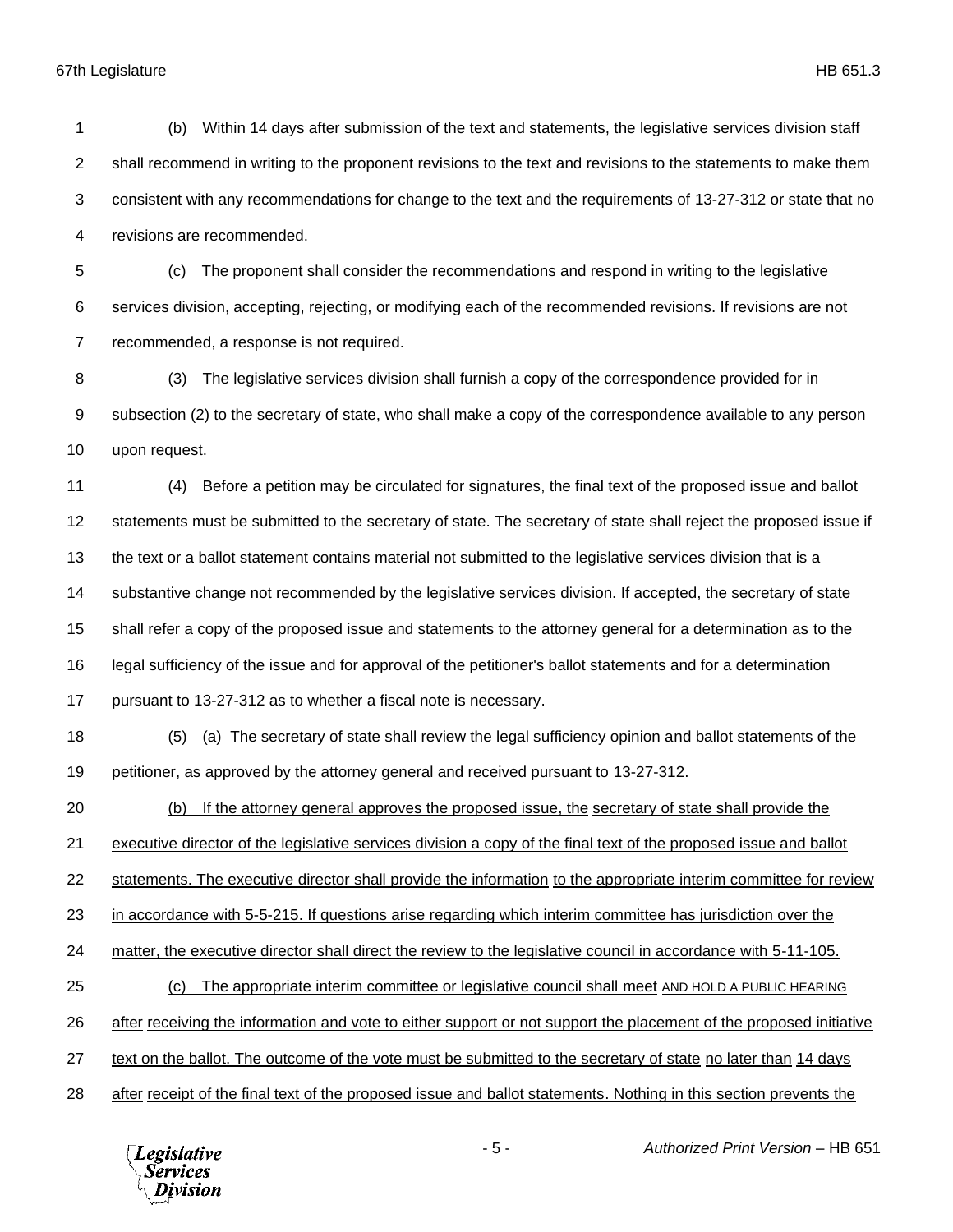(b) Within 14 days after submission of the text and statements, the legislative services division staff shall recommend in writing to the proponent revisions to the text and revisions to the statements to make them consistent with any recommendations for change to the text and the requirements of 13-27-312 or state that no revisions are recommended.

(c) The proponent shall consider the recommendations and respond in writing to the legislative services division, accepting, rejecting, or modifying each of the recommended revisions. If revisions are not recommended, a response is not required.

(3) The legislative services division shall furnish a copy of the correspondence provided for in subsection (2) to the secretary of state, who shall make a copy of the correspondence available to any person upon request.

(4) Before a petition may be circulated for signatures, the final text of the proposed issue and ballot statements must be submitted to the secretary of state. The secretary of state shall reject the proposed issue if the text or a ballot statement contains material not submitted to the legislative services division that is a substantive change not recommended by the legislative services division. If accepted, the secretary of state shall refer a copy of the proposed issue and statements to the attorney general for a determination as to the legal sufficiency of the issue and for approval of the petitioner's ballot statements and for a determination pursuant to 13-27-312 as to whether a fiscal note is necessary.

(5) (a) The secretary of state shall review the legal sufficiency opinion and ballot statements of the petitioner, as approved by the attorney general and received pursuant to 13-27-312.

(b) If the attorney general approves the proposed issue, the secretary of state shall provide the executive director of the legislative services division a copy of the final text of the proposed issue and ballot statements. The executive director shall provide the information to the appropriate interim committee for review in accordance with 5-5-215. If questions arise regarding which interim committee has jurisdiction over the matter, the executive director shall direct the review to the legislative council in accordance with 5-11-105.

(c) The appropriate interim committee or legislative council shall meet AND HOLD A PUBLIC HEARING after receiving the information and vote to either support or not support the placement of the proposed initiative text on the ballot. The outcome of the vote must be submitted to the secretary of state no later than 14 days after receipt of the final text of the proposed issue and ballot statements. Nothing in this section prevents the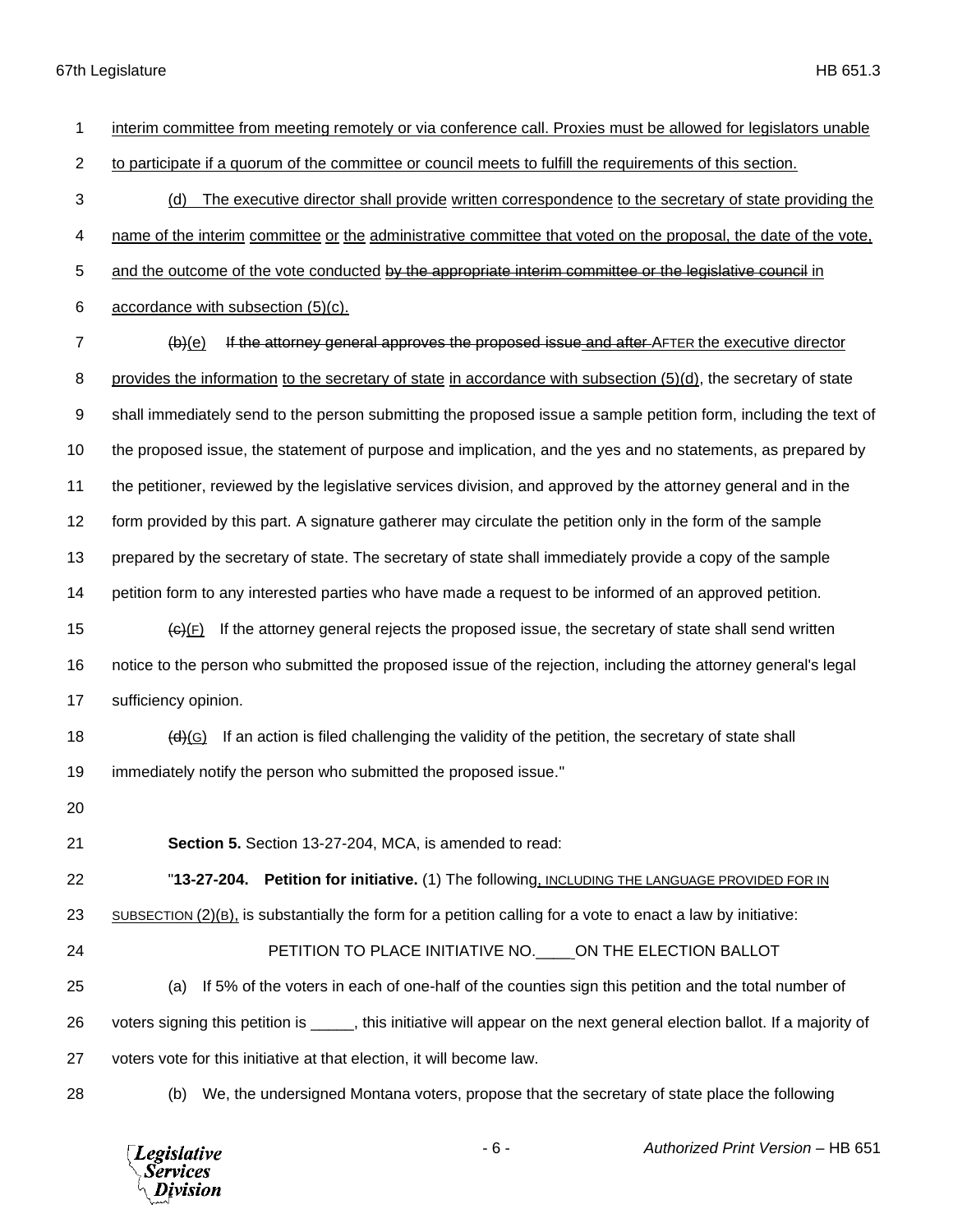interim committee from meeting remotely or via conference call. Proxies must be allowed for legislators unable to participate if a quorum of the committee or council meets to fulfill the requirements of this section.

(d) The executive director shall provide written correspondence to the secretary of state providing the name of the interim committee or the administrative committee that voted on the proposal, the date of the vote, and the outcome of the vote conducted ~~by the appropriate interim committee or the legislative council~~ in accordance with subsection (5)(c).

~~(b)~~(e) ~~If the attorney general approves the proposed issue and after~~ AFTER the executive director provides the information to the secretary of state in accordance with subsection (5)(d), the secretary of state shall immediately send to the person submitting the proposed issue a sample petition form, including the text of the proposed issue, the statement of purpose and implication, and the yes and no statements, as prepared by the petitioner, reviewed by the legislative services division, and approved by the attorney general and in the form provided by this part. A signature gatherer may circulate the petition only in the form of the sample prepared by the secretary of state. The secretary of state shall immediately provide a copy of the sample petition form to any interested parties who have made a request to be informed of an approved petition.

~~(c)~~(F) If the attorney general rejects the proposed issue, the secretary of state shall send written notice to the person who submitted the proposed issue of the rejection, including the attorney general's legal sufficiency opinion.

~~(d)~~(G) If an action is filed challenging the validity of the petition, the secretary of state shall immediately notify the person who submitted the proposed issue."

**Section 5.** Section 13-27-204, MCA, is amended to read:

"**13-27-204. Petition for initiative.** (1) The following, INCLUDING THE LANGUAGE PROVIDED FOR IN SUBSECTION (2)(B), is substantially the form for a petition calling for a vote to enact a law by initiative:

PETITION TO PLACE INITIATIVE NO.____ON THE ELECTION BALLOT

(a) If 5% of the voters in each of one-half of the counties sign this petition and the total number of voters signing this petition is _____, this initiative will appear on the next general election ballot. If a majority of voters vote for this initiative at that election, it will become law.

(b) We, the undersigned Montana voters, propose that the secretary of state place the following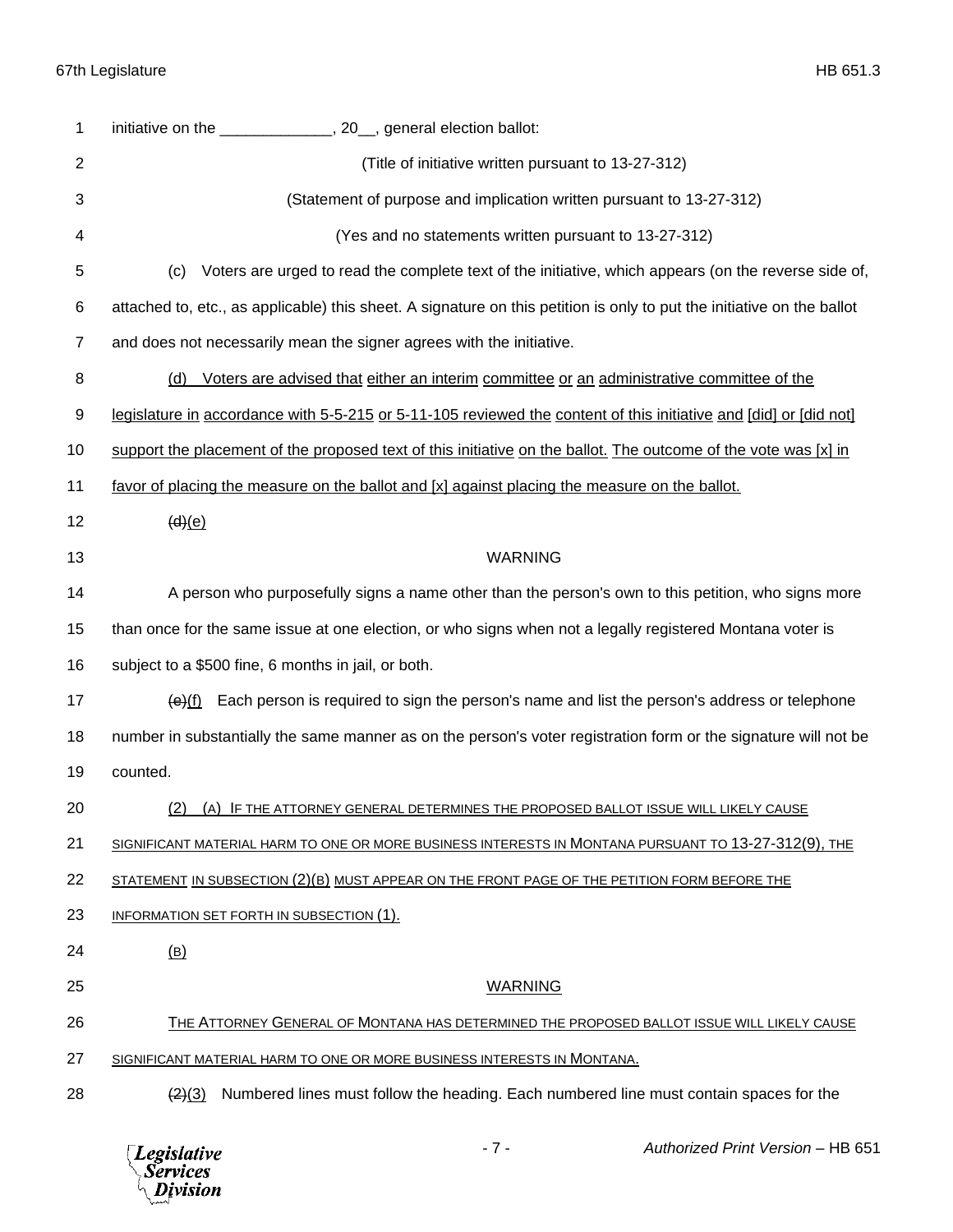initiative on the _____________, 20__, general election ballot:

(Title of initiative written pursuant to 13-27-312)

(Statement of purpose and implication written pursuant to 13-27-312)

(Yes and no statements written pursuant to 13-27-312)

(c) Voters are urged to read the complete text of the initiative, which appears (on the reverse side of, attached to, etc., as applicable) this sheet. A signature on this petition is only to put the initiative on the ballot and does not necessarily mean the signer agrees with the initiative.

(d) Voters are advised that either an interim committee or an administrative committee of the legislature in accordance with 5-5-215 or 5-11-105 reviewed the content of this initiative and [did] or [did not] support the placement of the proposed text of this initiative on the ballot. The outcome of the vote was [x] in favor of placing the measure on the ballot and [x] against placing the measure on the ballot.

~~(d)~~(e)

WARNING

A person who purposefully signs a name other than the person's own to this petition, who signs more than once for the same issue at one election, or who signs when not a legally registered Montana voter is subject to a $500 fine, 6 months in jail, or both.

~~(e)~~(f) Each person is required to sign the person's name and list the person's address or telephone number in substantially the same manner as on the person's voter registration form or the signature will not be counted.

(2) (A) IF THE ATTORNEY GENERAL DETERMINES THE PROPOSED BALLOT ISSUE WILL LIKELY CAUSE SIGNIFICANT MATERIAL HARM TO ONE OR MORE BUSINESS INTERESTS IN MONTANA PURSUANT TO 13-27-312(9), THE STATEMENT IN SUBSECTION (2)(B) MUST APPEAR ON THE FRONT PAGE OF THE PETITION FORM BEFORE THE INFORMATION SET FORTH IN SUBSECTION (1).

(B)

WARNING

THE ATTORNEY GENERAL OF MONTANA HAS DETERMINED THE PROPOSED BALLOT ISSUE WILL LIKELY CAUSE SIGNIFICANT MATERIAL HARM TO ONE OR MORE BUSINESS INTERESTS IN MONTANA.

~~(2)~~(3) Numbered lines must follow the heading. Each numbered line must contain spaces for the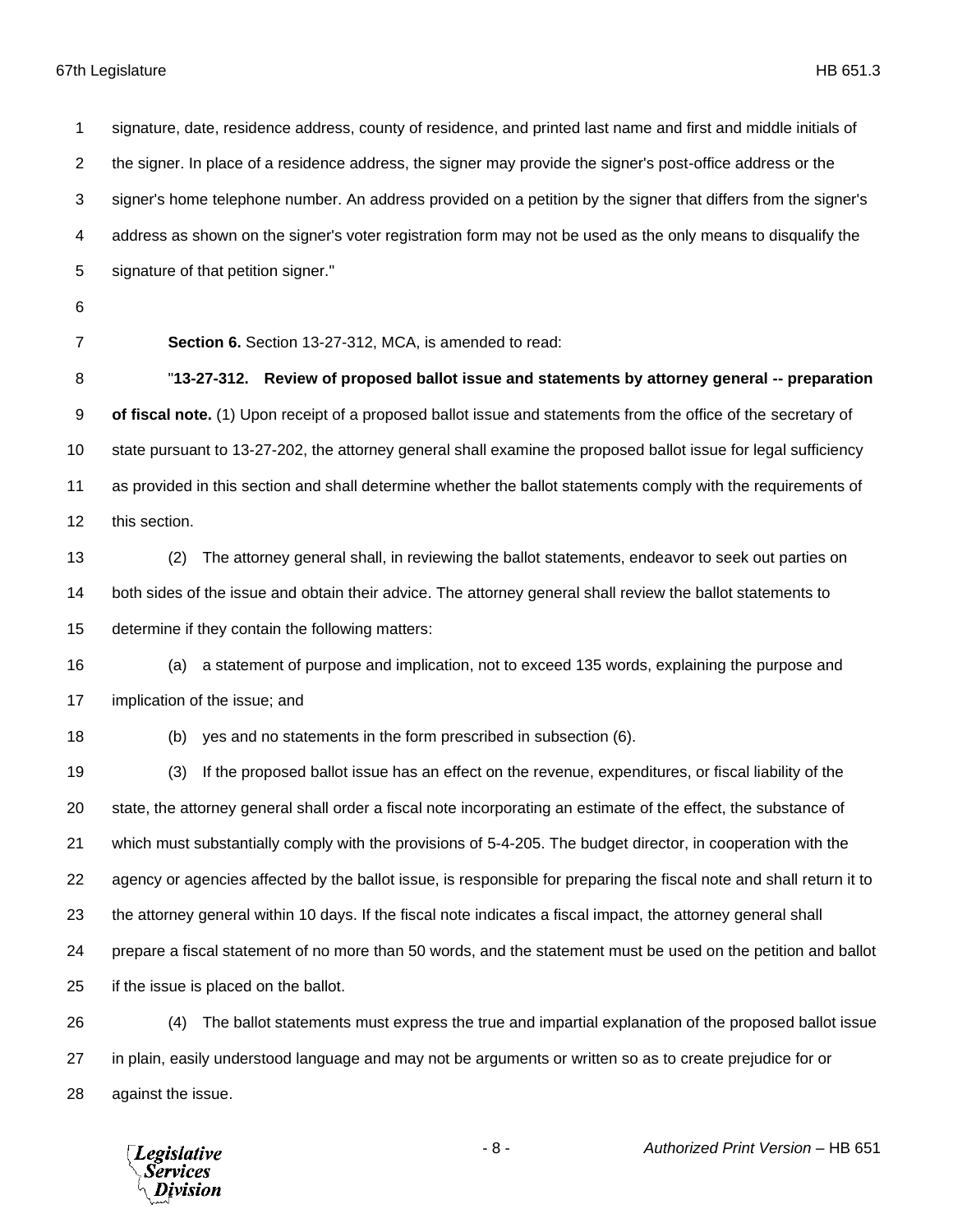signature, date, residence address, county of residence, and printed last name and first and middle initials of the signer. In place of a residence address, the signer may provide the signer's post-office address or the signer's home telephone number. An address provided on a petition by the signer that differs from the signer's address as shown on the signer's voter registration form may not be used as the only means to disqualify the signature of that petition signer."

**Section 6.** Section 13-27-312, MCA, is amended to read:

"**13-27-312. Review of proposed ballot issue and statements by attorney general -- preparation of fiscal note.** (1) Upon receipt of a proposed ballot issue and statements from the office of the secretary of state pursuant to 13-27-202, the attorney general shall examine the proposed ballot issue for legal sufficiency as provided in this section and shall determine whether the ballot statements comply with the requirements of this section.

(2) The attorney general shall, in reviewing the ballot statements, endeavor to seek out parties on both sides of the issue and obtain their advice. The attorney general shall review the ballot statements to determine if they contain the following matters:

(a) a statement of purpose and implication, not to exceed 135 words, explaining the purpose and implication of the issue; and

(b) yes and no statements in the form prescribed in subsection (6).

(3) If the proposed ballot issue has an effect on the revenue, expenditures, or fiscal liability of the state, the attorney general shall order a fiscal note incorporating an estimate of the effect, the substance of which must substantially comply with the provisions of 5-4-205. The budget director, in cooperation with the agency or agencies affected by the ballot issue, is responsible for preparing the fiscal note and shall return it to the attorney general within 10 days. If the fiscal note indicates a fiscal impact, the attorney general shall prepare a fiscal statement of no more than 50 words, and the statement must be used on the petition and ballot if the issue is placed on the ballot.

(4) The ballot statements must express the true and impartial explanation of the proposed ballot issue in plain, easily understood language and may not be arguments or written so as to create prejudice for or against the issue.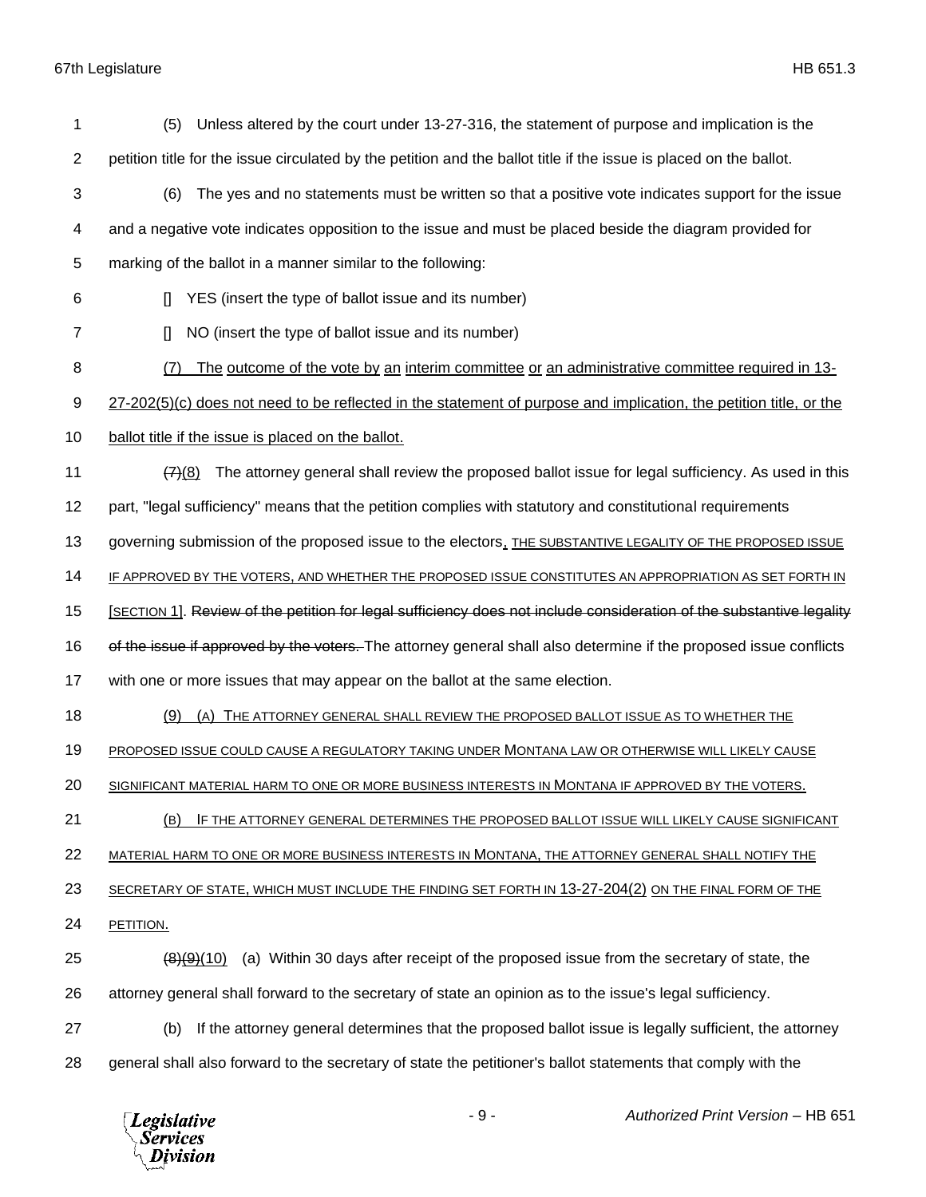(5) Unless altered by the court under 13-27-316, the statement of purpose and implication is the petition title for the issue circulated by the petition and the ballot title if the issue is placed on the ballot.

(6) The yes and no statements must be written so that a positive vote indicates support for the issue and a negative vote indicates opposition to the issue and must be placed beside the diagram provided for marking of the ballot in a manner similar to the following:

[] YES (insert the type of ballot issue and its number)

[] NO (insert the type of ballot issue and its number)

<u>(7) The outcome of the vote by an interim committee or an administrative committee required in 13-27-202(5)(c) does not need to be reflected in the statement of purpose and implication, the petition title, or the ballot title if the issue is placed on the ballot.</u>

~~(7)~~<u>(8)</u> The attorney general shall review the proposed ballot issue for legal sufficiency. As used in this part, "legal sufficiency" means that the petition complies with statutory and constitutional requirements governing submission of the proposed issue to the electors<u>, THE SUBSTANTIVE LEGALITY OF THE PROPOSED ISSUE IF APPROVED BY THE VOTERS, AND WHETHER THE PROPOSED ISSUE CONSTITUTES AN APPROPRIATION AS SET FORTH IN [SECTION 1]</u>. ~~Review of the petition for legal sufficiency does not include consideration of the substantive legality of the issue if approved by the voters.~~ The attorney general shall also determine if the proposed issue conflicts with one or more issues that may appear on the ballot at the same election.

<u>(9) (A) THE ATTORNEY GENERAL SHALL REVIEW THE PROPOSED BALLOT ISSUE AS TO WHETHER THE PROPOSED ISSUE COULD CAUSE A REGULATORY TAKING UNDER MONTANA LAW OR OTHERWISE WILL LIKELY CAUSE SIGNIFICANT MATERIAL HARM TO ONE OR MORE BUSINESS INTERESTS IN MONTANA IF APPROVED BY THE VOTERS.</u>

<u>(B) IF THE ATTORNEY GENERAL DETERMINES THE PROPOSED BALLOT ISSUE WILL LIKELY CAUSE SIGNIFICANT MATERIAL HARM TO ONE OR MORE BUSINESS INTERESTS IN MONTANA, THE ATTORNEY GENERAL SHALL NOTIFY THE SECRETARY OF STATE, WHICH MUST INCLUDE THE FINDING SET FORTH IN 13-27-204(2) ON THE FINAL FORM OF THE PETITION.</u>

~~(8)~~~~(9)~~<u>(10)</u> (a) Within 30 days after receipt of the proposed issue from the secretary of state, the attorney general shall forward to the secretary of state an opinion as to the issue's legal sufficiency.

(b) If the attorney general determines that the proposed ballot issue is legally sufficient, the attorney general shall also forward to the secretary of state the petitioner's ballot statements that comply with the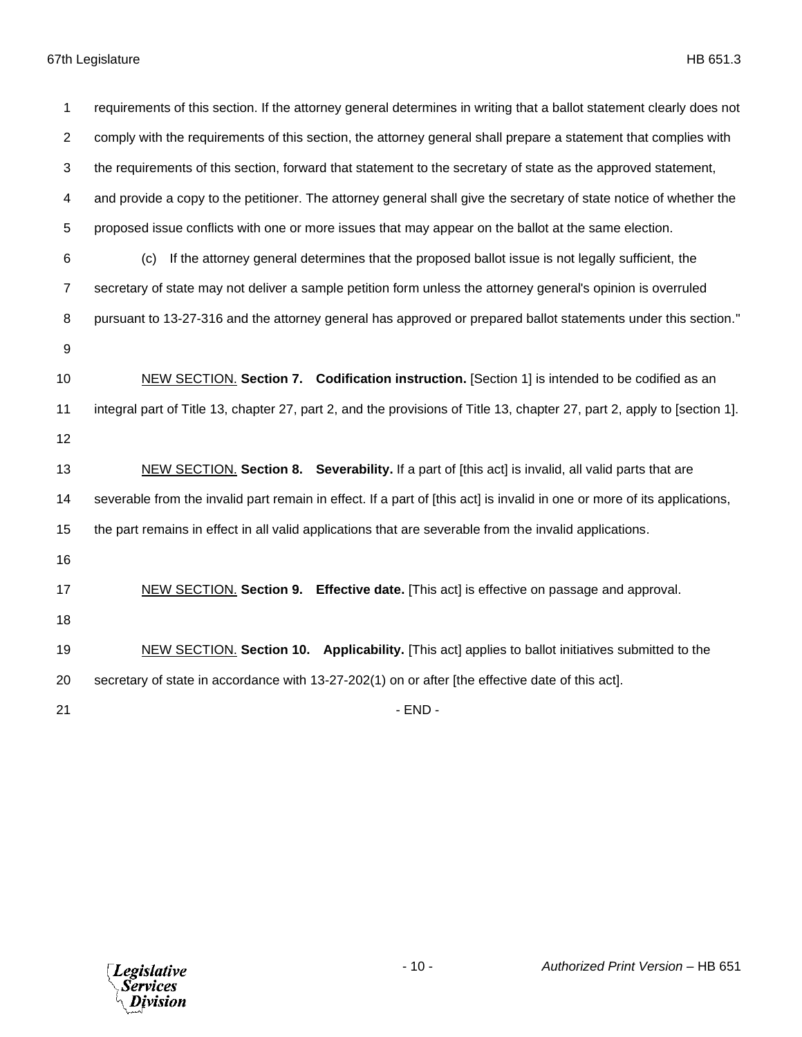requirements of this section. If the attorney general determines in writing that a ballot statement clearly does not comply with the requirements of this section, the attorney general shall prepare a statement that complies with the requirements of this section, forward that statement to the secretary of state as the approved statement, and provide a copy to the petitioner. The attorney general shall give the secretary of state notice of whether the proposed issue conflicts with one or more issues that may appear on the ballot at the same election.

(c) If the attorney general determines that the proposed ballot issue is not legally sufficient, the secretary of state may not deliver a sample petition form unless the attorney general's opinion is overruled pursuant to 13-27-316 and the attorney general has approved or prepared ballot statements under this section."

NEW SECTION. **Section 7. Codification instruction.** [Section 1] is intended to be codified as an integral part of Title 13, chapter 27, part 2, and the provisions of Title 13, chapter 27, part 2, apply to [section 1].

NEW SECTION. **Section 8. Severability.** If a part of [this act] is invalid, all valid parts that are severable from the invalid part remain in effect. If a part of [this act] is invalid in one or more of its applications, the part remains in effect in all valid applications that are severable from the invalid applications.

NEW SECTION. **Section 9. Effective date.** [This act] is effective on passage and approval.

NEW SECTION. **Section 10. Applicability.** [This act] applies to ballot initiatives submitted to the secretary of state in accordance with 13-27-202(1) on or after [the effective date of this act].

- END -